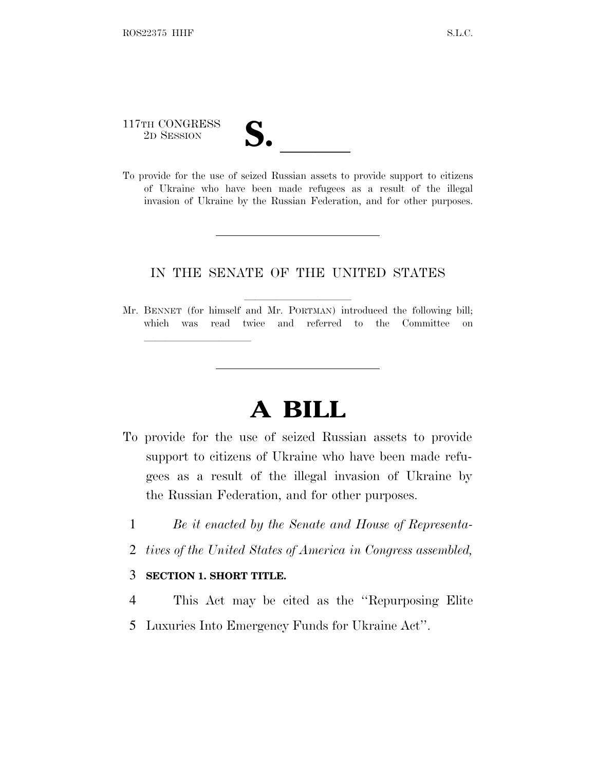117TH CONGRESS
2D SESSION

# S. \_\_\_\_\_\_

To provide for the use of seized Russian assets to provide support to citizens of Ukraine who have been made refugees as a result of the illegal invasion of Ukraine by the Russian Federation, and for other purposes.

---

IN THE SENATE OF THE UNITED STATES

Mr. BENNET (for himself and Mr. PORTMAN) introduced the following bill; which was read twice and referred to the Committee on \_\_\_\_\_\_\_\_\_\_\_\_\_\_\_\_

---

# A BILL

To provide for the use of seized Russian assets to provide support to citizens of Ukraine who have been made refugees as a result of the illegal invasion of Ukraine by the Russian Federation, and for other purposes.

*Be it enacted by the Senate and House of Representatives of the United States of America in Congress assembled,*

**SECTION 1. SHORT TITLE.**

This Act may be cited as the "Repurposing Elite Luxuries Into Emergency Funds for Ukraine Act".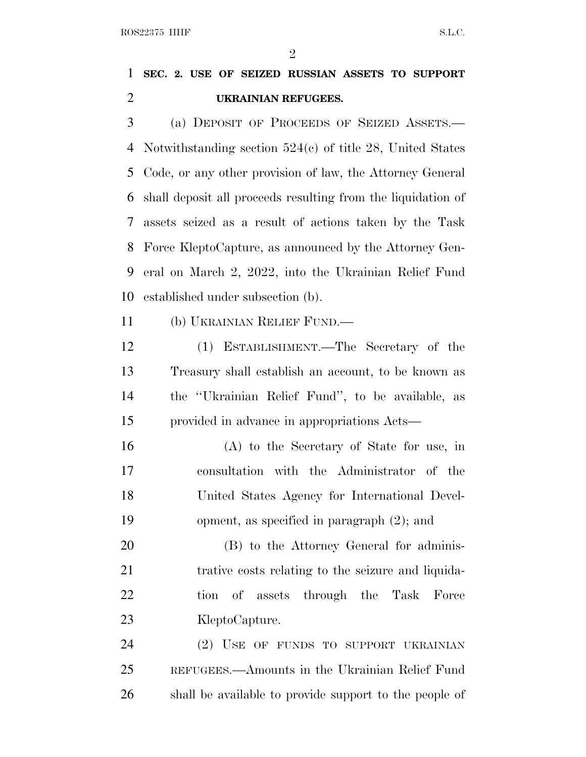## SEC. 2. USE OF SEIZED RUSSIAN ASSETS TO SUPPORT UKRAINIAN REFUGEES.

(a) DEPOSIT OF PROCEEDS OF SEIZED ASSETS.—Notwithstanding section 524(c) of title 28, United States Code, or any other provision of law, the Attorney General shall deposit all proceeds resulting from the liquidation of assets seized as a result of actions taken by the Task Force KleptoCapture, as announced by the Attorney General on March 2, 2022, into the Ukrainian Relief Fund established under subsection (b).

(b) UKRAINIAN RELIEF FUND.—

(1) ESTABLISHMENT.—The Secretary of the Treasury shall establish an account, to be known as the "Ukrainian Relief Fund", to be available, as provided in advance in appropriations Acts—

(A) to the Secretary of State for use, in consultation with the Administrator of the United States Agency for International Development, as specified in paragraph (2); and

(B) to the Attorney General for administrative costs relating to the seizure and liquidation of assets through the Task Force KleptoCapture.

(2) USE OF FUNDS TO SUPPORT UKRAINIAN REFUGEES.—Amounts in the Ukrainian Relief Fund shall be available to provide support to the people of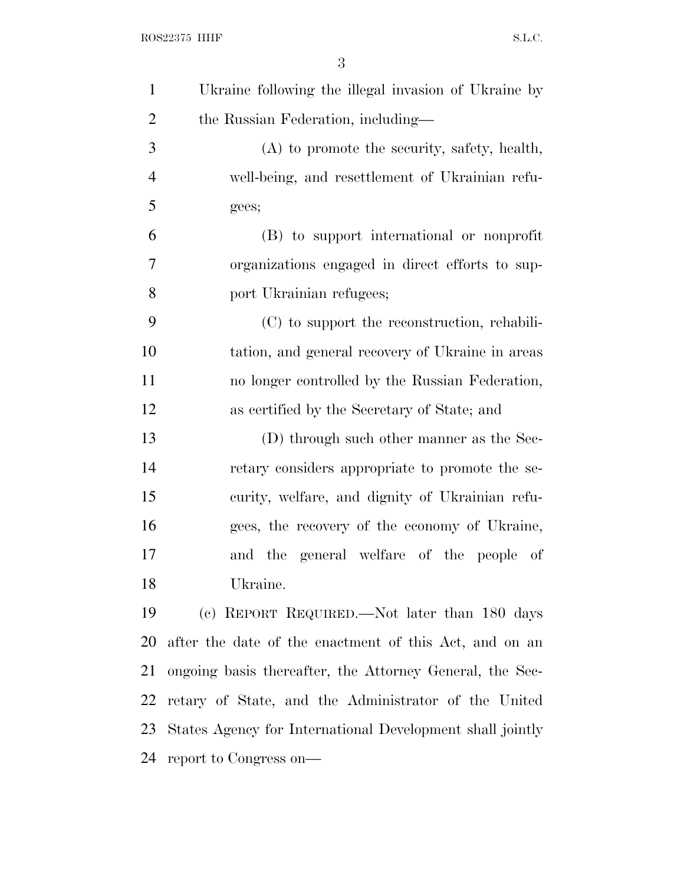Ukraine following the illegal invasion of Ukraine by the Russian Federation, including—

(A) to promote the security, safety, health, well-being, and resettlement of Ukrainian refugees;

(B) to support international or nonprofit organizations engaged in direct efforts to support Ukrainian refugees;

(C) to support the reconstruction, rehabilitation, and general recovery of Ukraine in areas no longer controlled by the Russian Federation, as certified by the Secretary of State; and

(D) through such other manner as the Secretary considers appropriate to promote the security, welfare, and dignity of Ukrainian refugees, the recovery of the economy of Ukraine, and the general welfare of the people of Ukraine.

(c) REPORT REQUIRED.—Not later than 180 days after the date of the enactment of this Act, and on an ongoing basis thereafter, the Attorney General, the Secretary of State, and the Administrator of the United States Agency for International Development shall jointly report to Congress on—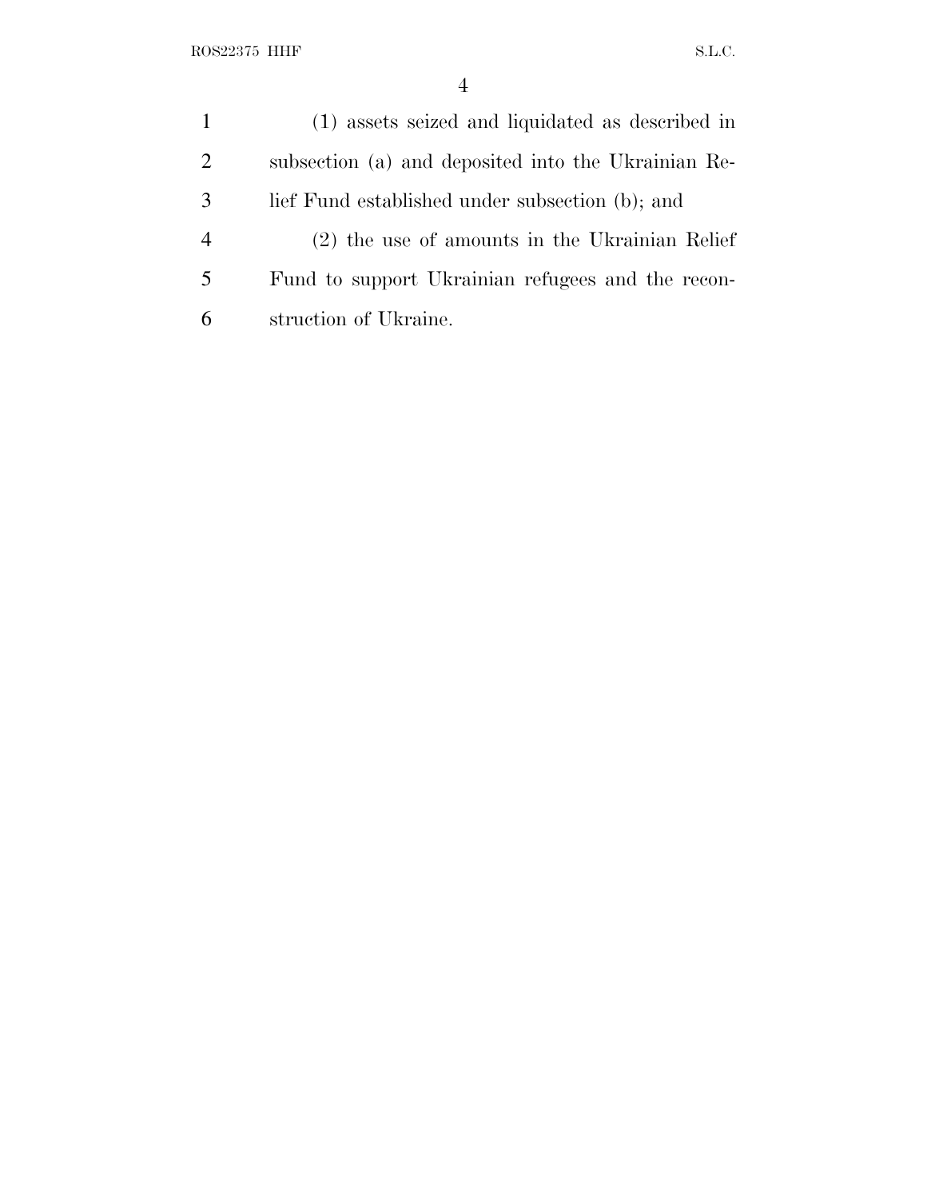(1) assets seized and liquidated as described in subsection (a) and deposited into the Ukrainian Relief Fund established under subsection (b); and

(2) the use of amounts in the Ukrainian Relief Fund to support Ukrainian refugees and the reconstruction of Ukraine.